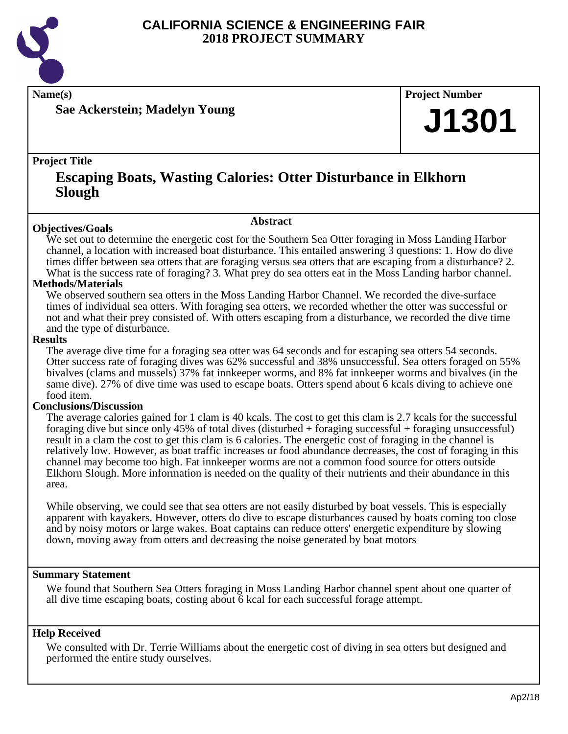# CALIFORNIA SCIENCE & ENGINEERING FAIR
# 2018 PROJECT SUMMARY

**Name(s)**

**Sae Ackerstein; Madelyn Young**

**Project Number**

**J1301**

**Project Title**

## Escaping Boats, Wasting Calories: Otter Disturbance in Elkhorn Slough

### Abstract

**Objectives/Goals**

We set out to determine the energetic cost for the Southern Sea Otter foraging in Moss Landing Harbor channel, a location with increased boat disturbance. This entailed answering 3 questions: 1. How do dive times differ between sea otters that are foraging versus sea otters that are escaping from a disturbance? 2. What is the success rate of foraging? 3. What prey do sea otters eat in the Moss Landing harbor channel.

**Methods/Materials**

We observed southern sea otters in the Moss Landing Harbor Channel. We recorded the dive-surface times of individual sea otters. With foraging sea otters, we recorded whether the otter was successful or not and what their prey consisted of. With otters escaping from a disturbance, we recorded the dive time and the type of disturbance.

**Results**

The average dive time for a foraging sea otter was 64 seconds and for escaping sea otters 54 seconds. Otter success rate of foraging dives was 62% successful and 38% unsuccessful. Sea otters foraged on 55% bivalves (clams and mussels) 37% fat innkeeper worms, and 8% fat innkeeper worms and bivalves (in the same dive). 27% of dive time was used to escape boats. Otters spend about 6 kcals diving to achieve one food item.

**Conclusions/Discussion**

The average calories gained for 1 clam is 40 kcals. The cost to get this clam is 2.7 kcals for the successful foraging dive but since only 45% of total dives (disturbed + foraging successful + foraging unsuccessful) result in a clam the cost to get this clam is 6 calories. The energetic cost of foraging in the channel is relatively low. However, as boat traffic increases or food abundance decreases, the cost of foraging in this channel may become too high. Fat innkeeper worms are not a common food source for otters outside Elkhorn Slough. More information is needed on the quality of their nutrients and their abundance in this area.

While observing, we could see that sea otters are not easily disturbed by boat vessels. This is especially apparent with kayakers. However, otters do dive to escape disturbances caused by boats coming too close and by noisy motors or large wakes. Boat captains can reduce otters' energetic expenditure by slowing down, moving away from otters and decreasing the noise generated by boat motors

**Summary Statement**

We found that Southern Sea Otters foraging in Moss Landing Harbor channel spent about one quarter of all dive time escaping boats, costing about 6 kcal for each successful forage attempt.

**Help Received**

We consulted with Dr. Terrie Williams about the energetic cost of diving in sea otters but designed and performed the entire study ourselves.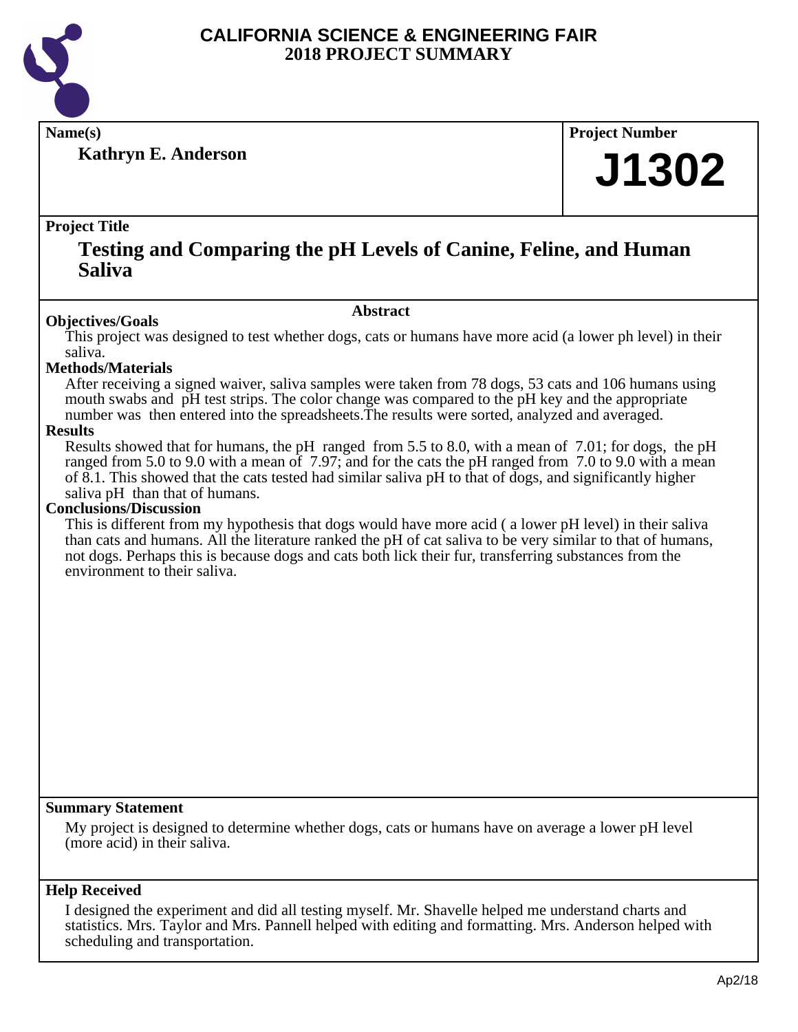# CALIFORNIA SCIENCE & ENGINEERING FAIR
## 2018 PROJECT SUMMARY

**Name(s)**

**Kathryn E. Anderson**

**Project Number**

**J1302**

**Project Title**

## Testing and Comparing the pH Levels of Canine, Feline, and Human Saliva

### Abstract

**Objectives/Goals**

This project was designed to test whether dogs, cats or humans have more acid (a lower ph level) in their saliva.

**Methods/Materials**

After receiving a signed waiver, saliva samples were taken from 78 dogs, 53 cats and 106 humans using mouth swabs and pH test strips. The color change was compared to the pH key and the appropriate number was then entered into the spreadsheets.The results were sorted, analyzed and averaged.

**Results**

Results showed that for humans, the pH ranged from 5.5 to 8.0, with a mean of 7.01; for dogs, the pH ranged from 5.0 to 9.0 with a mean of 7.97; and for the cats the pH ranged from 7.0 to 9.0 with a mean of 8.1. This showed that the cats tested had similar saliva pH to that of dogs, and significantly higher saliva pH than that of humans.

**Conclusions/Discussion**

This is different from my hypothesis that dogs would have more acid ( a lower pH level) in their saliva than cats and humans. All the literature ranked the pH of cat saliva to be very similar to that of humans, not dogs. Perhaps this is because dogs and cats both lick their fur, transferring substances from the environment to their saliva.

**Summary Statement**

My project is designed to determine whether dogs, cats or humans have on average a lower pH level (more acid) in their saliva.

**Help Received**

I designed the experiment and did all testing myself. Mr. Shavelle helped me understand charts and statistics. Mrs. Taylor and Mrs. Pannell helped with editing and formatting. Mrs. Anderson helped with scheduling and transportation.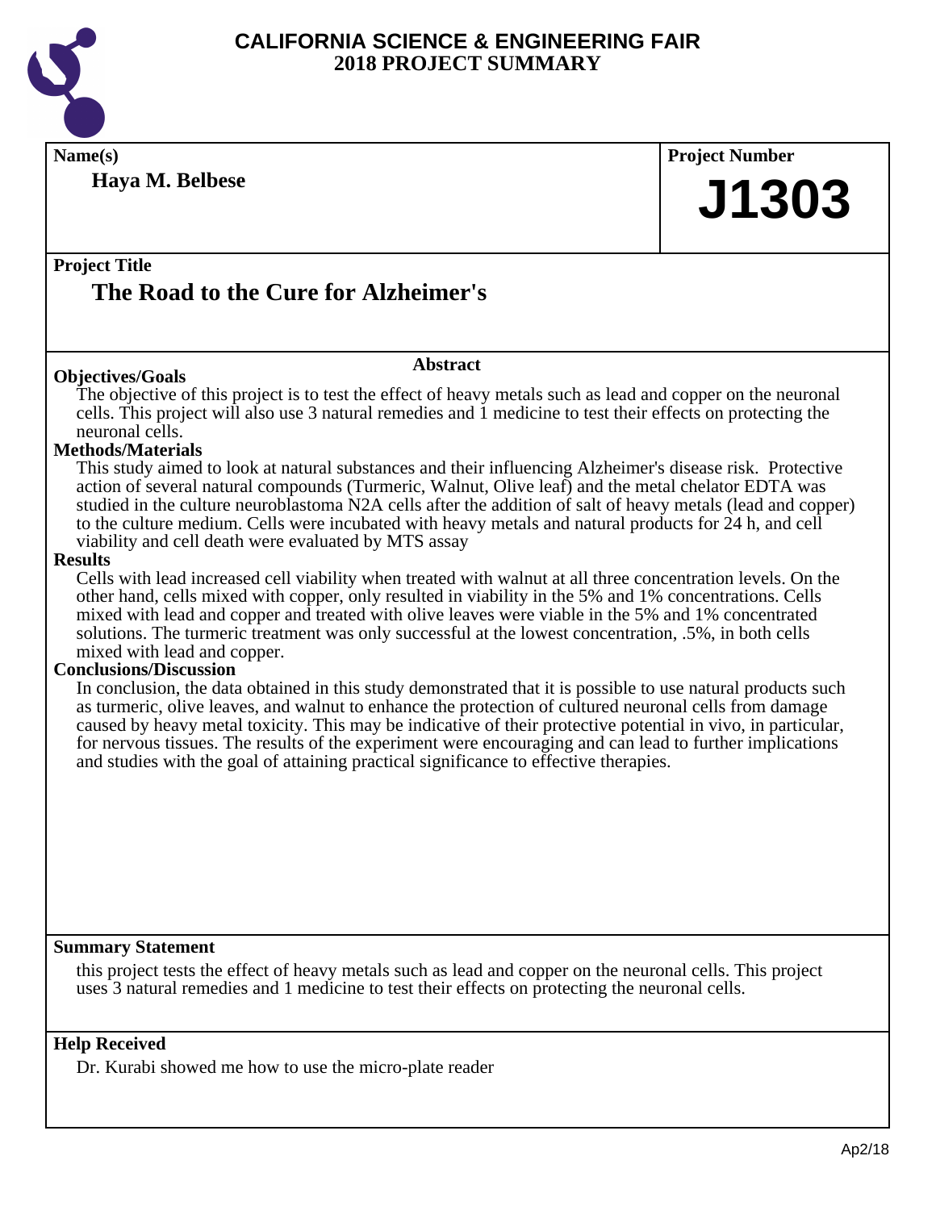# CALIFORNIA SCIENCE & ENGINEERING FAIR
## 2018 PROJECT SUMMARY

**Name(s)**

**Haya M. Belbese**

**Project Number**

**J1303**

**Project Title**

## The Road to the Cure for Alzheimer's

### Abstract

**Objectives/Goals**

The objective of this project is to test the effect of heavy metals such as lead and copper on the neuronal cells. This project will also use 3 natural remedies and 1 medicine to test their effects on protecting the neuronal cells.

**Methods/Materials**

This study aimed to look at natural substances and their influencing Alzheimer's disease risk. Protective action of several natural compounds (Turmeric, Walnut, Olive leaf) and the metal chelator EDTA was studied in the culture neuroblastoma N2A cells after the addition of salt of heavy metals (lead and copper) to the culture medium. Cells were incubated with heavy metals and natural products for 24 h, and cell viability and cell death were evaluated by MTS assay

**Results**

Cells with lead increased cell viability when treated with walnut at all three concentration levels. On the other hand, cells mixed with copper, only resulted in viability in the 5% and 1% concentrations. Cells mixed with lead and copper and treated with olive leaves were viable in the 5% and 1% concentrated solutions. The turmeric treatment was only successful at the lowest concentration, .5%, in both cells mixed with lead and copper.

**Conclusions/Discussion**

In conclusion, the data obtained in this study demonstrated that it is possible to use natural products such as turmeric, olive leaves, and walnut to enhance the protection of cultured neuronal cells from damage caused by heavy metal toxicity. This may be indicative of their protective potential in vivo, in particular, for nervous tissues. The results of the experiment were encouraging and can lead to further implications and studies with the goal of attaining practical significance to effective therapies.

**Summary Statement**

this project tests the effect of heavy metals such as lead and copper on the neuronal cells. This project uses 3 natural remedies and 1 medicine to test their effects on protecting the neuronal cells.

**Help Received**

Dr. Kurabi showed me how to use the micro-plate reader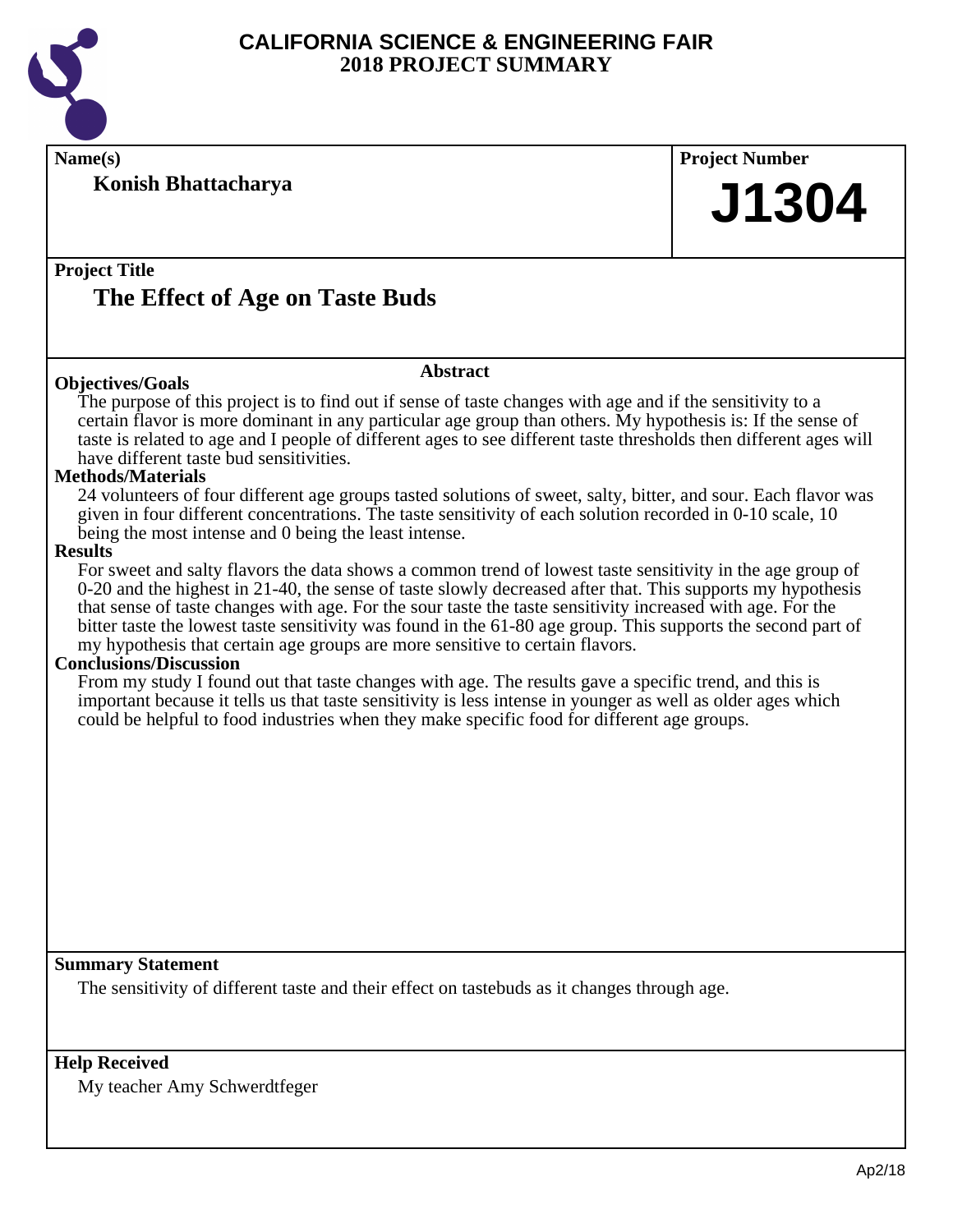# CALIFORNIA SCIENCE & ENGINEERING FAIR
## 2018 PROJECT SUMMARY

**Name(s)**

**Konish Bhattacharya**

**Project Number**

# J1304

**Project Title**

## The Effect of Age on Taste Buds

### Abstract

**Objectives/Goals**

The purpose of this project is to find out if sense of taste changes with age and if the sensitivity to a certain flavor is more dominant in any particular age group than others. My hypothesis is: If the sense of taste is related to age and I people of different ages to see different taste thresholds then different ages will have different taste bud sensitivities.

**Methods/Materials**

24 volunteers of four different age groups tasted solutions of sweet, salty, bitter, and sour. Each flavor was given in four different concentrations. The taste sensitivity of each solution recorded in 0-10 scale, 10 being the most intense and 0 being the least intense.

**Results**

For sweet and salty flavors the data shows a common trend of lowest taste sensitivity in the age group of 0-20 and the highest in 21-40, the sense of taste slowly decreased after that. This supports my hypothesis that sense of taste changes with age. For the sour taste the taste sensitivity increased with age. For the bitter taste the lowest taste sensitivity was found in the 61-80 age group. This supports the second part of my hypothesis that certain age groups are more sensitive to certain flavors.

**Conclusions/Discussion**

From my study I found out that taste changes with age. The results gave a specific trend, and this is important because it tells us that taste sensitivity is less intense in younger as well as older ages which could be helpful to food industries when they make specific food for different age groups.

**Summary Statement**

The sensitivity of different taste and their effect on tastebuds as it changes through age.

**Help Received**

My teacher Amy Schwerdtfeger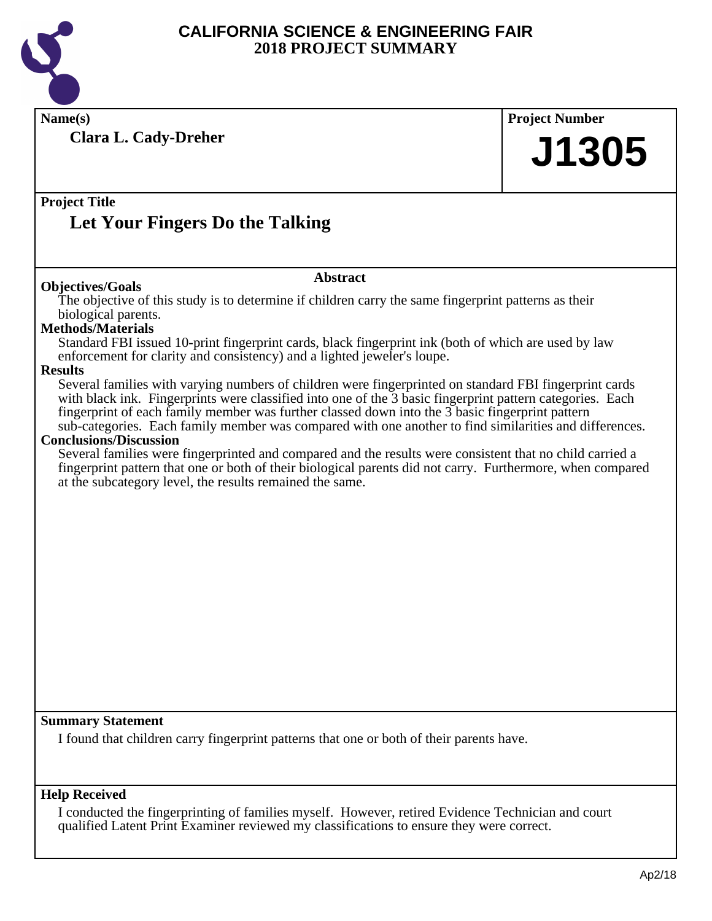# CALIFORNIA SCIENCE & ENGINEERING FAIR
## 2018 PROJECT SUMMARY

**Name(s)**

**Clara L. Cady-Dreher**

**Project Number**

**J1305**

**Project Title**

## Let Your Fingers Do the Talking

### Abstract

**Objectives/Goals**

The objective of this study is to determine if children carry the same fingerprint patterns as their biological parents.

**Methods/Materials**

Standard FBI issued 10-print fingerprint cards, black fingerprint ink (both of which are used by law enforcement for clarity and consistency) and a lighted jeweler's loupe.

**Results**

Several families with varying numbers of children were fingerprinted on standard FBI fingerprint cards with black ink. Fingerprints were classified into one of the 3 basic fingerprint pattern categories. Each fingerprint of each family member was further classed down into the 3 basic fingerprint pattern sub-categories. Each family member was compared with one another to find similarities and differences.

**Conclusions/Discussion**

Several families were fingerprinted and compared and the results were consistent that no child carried a fingerprint pattern that one or both of their biological parents did not carry. Furthermore, when compared at the subcategory level, the results remained the same.

**Summary Statement**

I found that children carry fingerprint patterns that one or both of their parents have.

**Help Received**

I conducted the fingerprinting of families myself. However, retired Evidence Technician and court qualified Latent Print Examiner reviewed my classifications to ensure they were correct.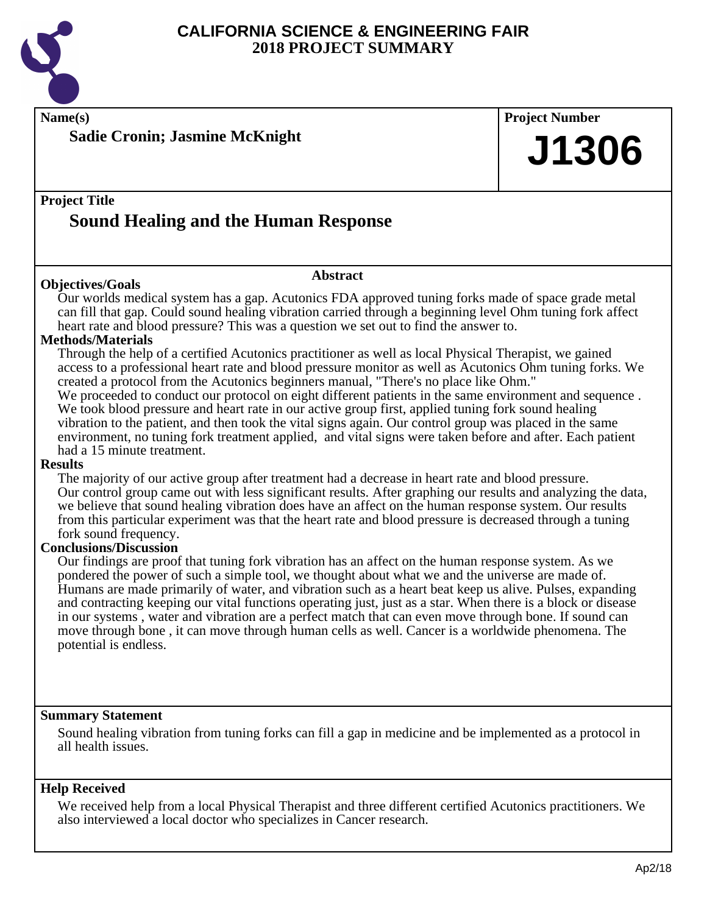# CALIFORNIA SCIENCE & ENGINEERING FAIR
## 2018 PROJECT SUMMARY

**Name(s)**

**Sadie Cronin; Jasmine McKnight**

**Project Number**

**J1306**

**Project Title**

## Sound Healing and the Human Response

### Abstract

**Objectives/Goals**

Our worlds medical system has a gap. Acutonics FDA approved tuning forks made of space grade metal can fill that gap. Could sound healing vibration carried through a beginning level Ohm tuning fork affect heart rate and blood pressure? This was a question we set out to find the answer to.

**Methods/Materials**

Through the help of a certified Acutonics practitioner as well as local Physical Therapist, we gained access to a professional heart rate and blood pressure monitor as well as Acutonics Ohm tuning forks. We created a protocol from the Acutonics beginners manual, "There's no place like Ohm."
We proceeded to conduct our protocol on eight different patients in the same environment and sequence . We took blood pressure and heart rate in our active group first, applied tuning fork sound healing vibration to the patient, and then took the vital signs again. Our control group was placed in the same environment, no tuning fork treatment applied, and vital signs were taken before and after. Each patient had a 15 minute treatment.

**Results**

The majority of our active group after treatment had a decrease in heart rate and blood pressure.
Our control group came out with less significant results. After graphing our results and analyzing the data, we believe that sound healing vibration does have an affect on the human response system. Our results from this particular experiment was that the heart rate and blood pressure is decreased through a tuning fork sound frequency.

**Conclusions/Discussion**

Our findings are proof that tuning fork vibration has an affect on the human response system. As we pondered the power of such a simple tool, we thought about what we and the universe are made of. Humans are made primarily of water, and vibration such as a heart beat keep us alive. Pulses, expanding and contracting keeping our vital functions operating just, just as a star. When there is a block or disease in our systems , water and vibration are a perfect match that can even move through bone. If sound can move through bone , it can move through human cells as well. Cancer is a worldwide phenomena. The potential is endless.

**Summary Statement**

Sound healing vibration from tuning forks can fill a gap in medicine and be implemented as a protocol in all health issues.

**Help Received**

We received help from a local Physical Therapist and three different certified Acutonics practitioners. We also interviewed a local doctor who specializes in Cancer research.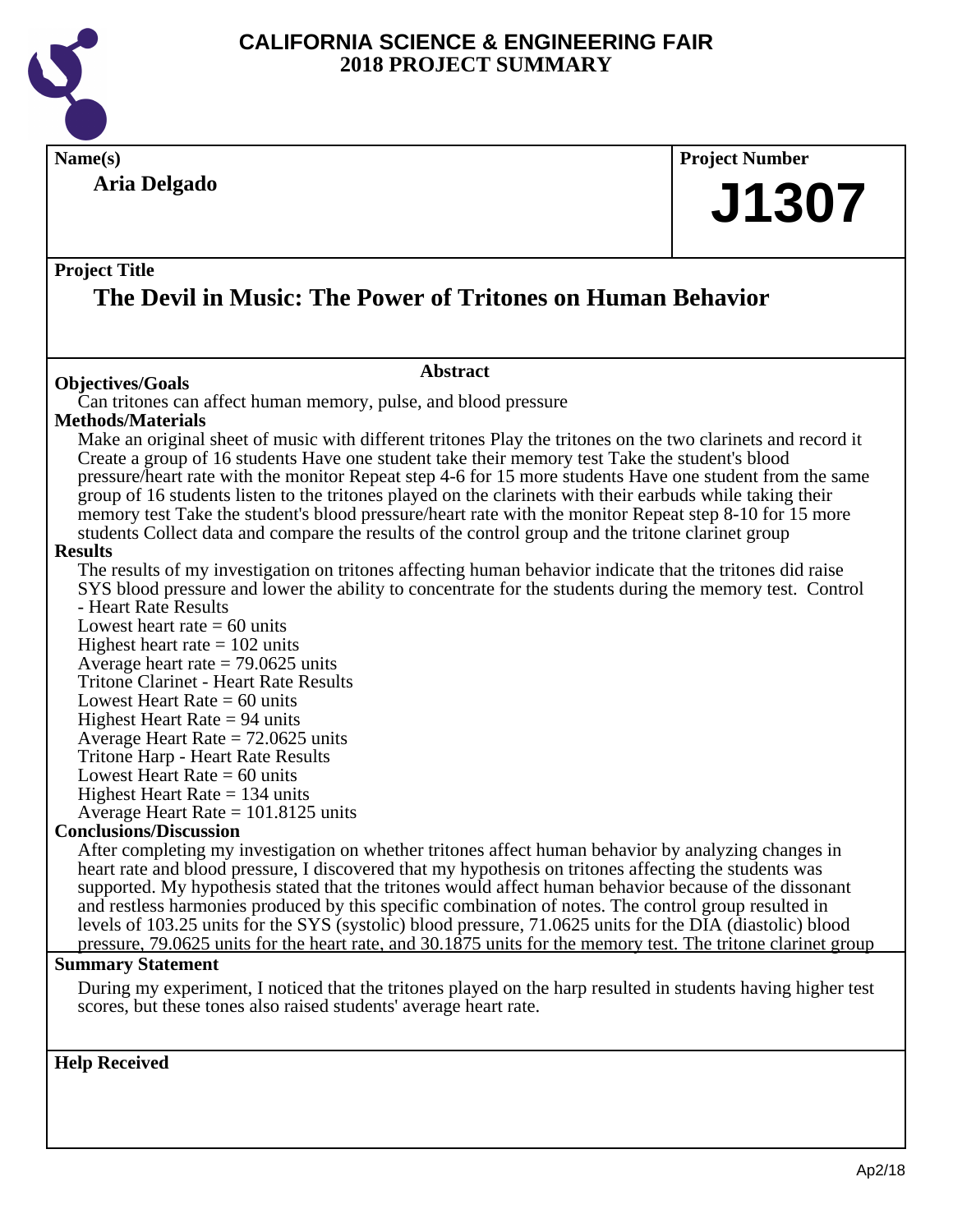# CALIFORNIA SCIENCE & ENGINEERING FAIR
# 2018 PROJECT SUMMARY

**Name(s)**

**Aria Delgado**

**Project Number**

**J1307**

**Project Title**

## The Devil in Music: The Power of Tritones on Human Behavior

### Abstract

**Objectives/Goals**

Can tritones can affect human memory, pulse, and blood pressure

**Methods/Materials**

Make an original sheet of music with different tritones Play the tritones on the two clarinets and record it Create a group of 16 students Have one student take their memory test Take the student's blood pressure/heart rate with the monitor Repeat step 4-6 for 15 more students Have one student from the same group of 16 students listen to the tritones played on the clarinets with their earbuds while taking their memory test Take the student's blood pressure/heart rate with the monitor Repeat step 8-10 for 15 more students Collect data and compare the results of the control group and the tritone clarinet group

**Results**

The results of my investigation on tritones affecting human behavior indicate that the tritones did raise SYS blood pressure and lower the ability to concentrate for the students during the memory test. Control - Heart Rate Results
Lowest heart rate = 60 units
Highest heart rate = 102 units
Average heart rate = 79.0625 units
Tritone Clarinet - Heart Rate Results
Lowest Heart Rate = 60 units
Highest Heart Rate = 94 units
Average Heart Rate = 72.0625 units
Tritone Harp - Heart Rate Results
Lowest Heart Rate = 60 units
Highest Heart Rate = 134 units
Average Heart Rate = 101.8125 units

**Conclusions/Discussion**

After completing my investigation on whether tritones affect human behavior by analyzing changes in heart rate and blood pressure, I discovered that my hypothesis on tritones affecting the students was supported. My hypothesis stated that the tritones would affect human behavior because of the dissonant and restless harmonies produced by this specific combination of notes. The control group resulted in levels of 103.25 units for the SYS (systolic) blood pressure, 71.0625 units for the DIA (diastolic) blood pressure, 79.0625 units for the heart rate, and 30.1875 units for the memory test. The tritone clarinet group

**Summary Statement**

During my experiment, I noticed that the tritones played on the harp resulted in students having higher test scores, but these tones also raised students' average heart rate.

**Help Received**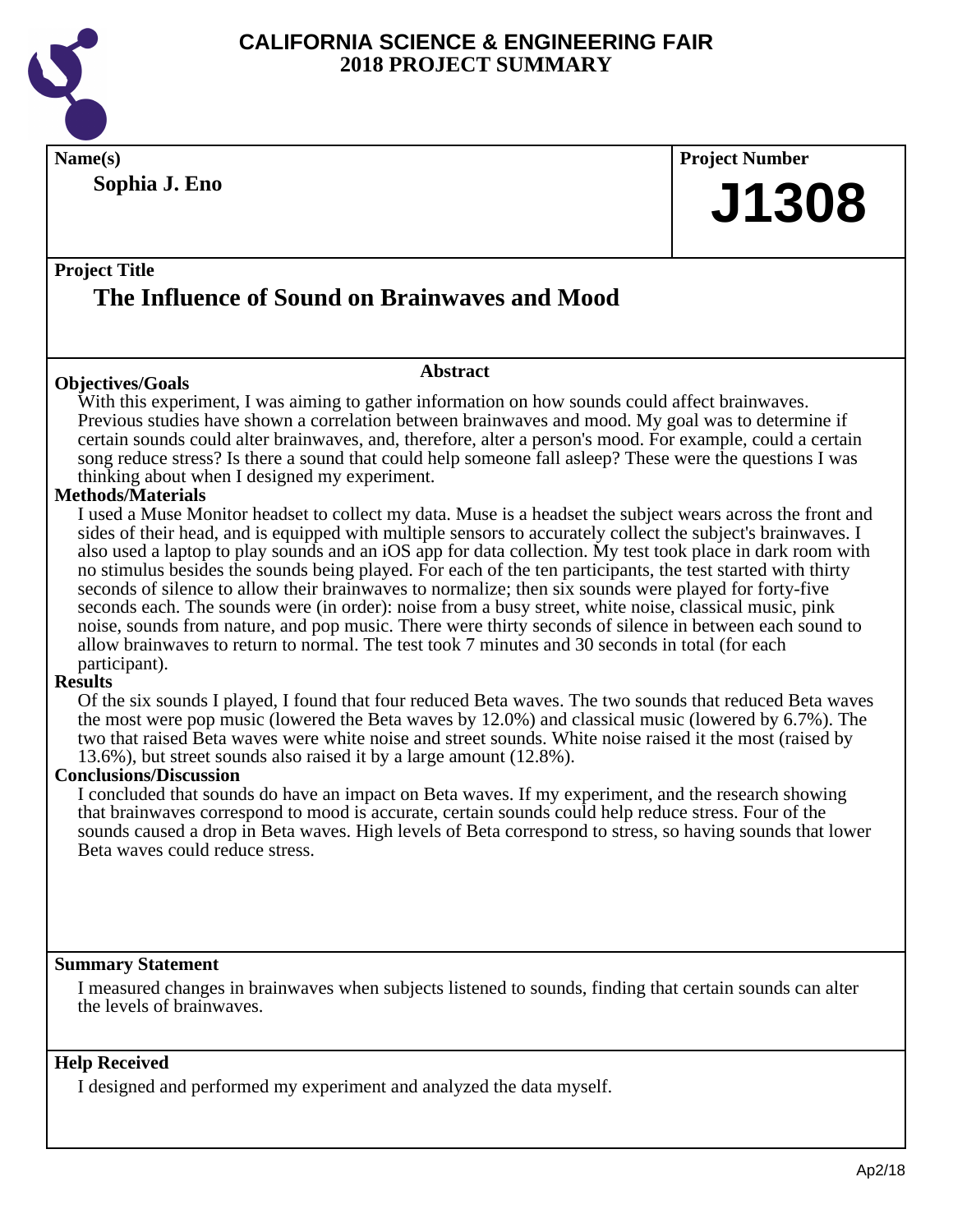# CALIFORNIA SCIENCE & ENGINEERING FAIR
## 2018 PROJECT SUMMARY

**Name(s)**

**Sophia J. Eno**

**Project Number**

# J1308

**Project Title**

## The Influence of Sound on Brainwaves and Mood

### Abstract

**Objectives/Goals**

With this experiment, I was aiming to gather information on how sounds could affect brainwaves. Previous studies have shown a correlation between brainwaves and mood. My goal was to determine if certain sounds could alter brainwaves, and, therefore, alter a person's mood. For example, could a certain song reduce stress? Is there a sound that could help someone fall asleep? These were the questions I was thinking about when I designed my experiment.

**Methods/Materials**

I used a Muse Monitor headset to collect my data. Muse is a headset the subject wears across the front and sides of their head, and is equipped with multiple sensors to accurately collect the subject's brainwaves. I also used a laptop to play sounds and an iOS app for data collection. My test took place in dark room with no stimulus besides the sounds being played. For each of the ten participants, the test started with thirty seconds of silence to allow their brainwaves to normalize; then six sounds were played for forty-five seconds each. The sounds were (in order): noise from a busy street, white noise, classical music, pink noise, sounds from nature, and pop music. There were thirty seconds of silence in between each sound to allow brainwaves to return to normal. The test took 7 minutes and 30 seconds in total (for each participant).

**Results**

Of the six sounds I played, I found that four reduced Beta waves. The two sounds that reduced Beta waves the most were pop music (lowered the Beta waves by 12.0%) and classical music (lowered by 6.7%). The two that raised Beta waves were white noise and street sounds. White noise raised it the most (raised by 13.6%), but street sounds also raised it by a large amount (12.8%).

**Conclusions/Discussion**

I concluded that sounds do have an impact on Beta waves. If my experiment, and the research showing that brainwaves correspond to mood is accurate, certain sounds could help reduce stress. Four of the sounds caused a drop in Beta waves. High levels of Beta correspond to stress, so having sounds that lower Beta waves could reduce stress.

**Summary Statement**

I measured changes in brainwaves when subjects listened to sounds, finding that certain sounds can alter the levels of brainwaves.

**Help Received**

I designed and performed my experiment and analyzed the data myself.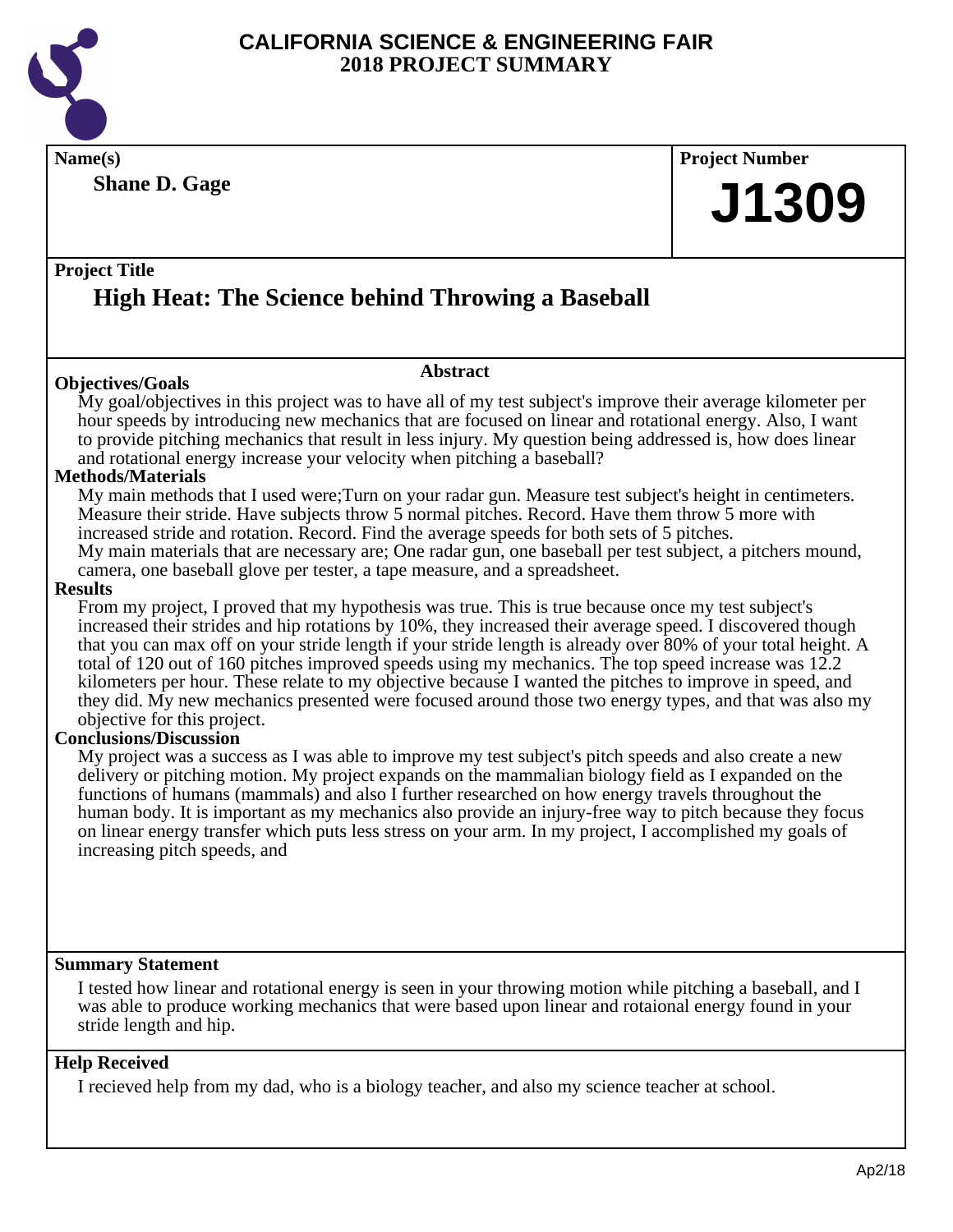# CALIFORNIA SCIENCE & ENGINEERING FAIR
## 2018 PROJECT SUMMARY

**Name(s)**

**Shane D. Gage**

**Project Number**

**J1309**

**Project Title**

## High Heat: The Science behind Throwing a Baseball

### Abstract

**Objectives/Goals**

My goal/objectives in this project was to have all of my test subject's improve their average kilometer per hour speeds by introducing new mechanics that are focused on linear and rotational energy. Also, I want to provide pitching mechanics that result in less injury. My question being addressed is, how does linear and rotational energy increase your velocity when pitching a baseball?

**Methods/Materials**

My main methods that I used were;Turn on your radar gun. Measure test subject's height in centimeters. Measure their stride. Have subjects throw 5 normal pitches. Record. Have them throw 5 more with increased stride and rotation. Record. Find the average speeds for both sets of 5 pitches.

My main materials that are necessary are; One radar gun, one baseball per test subject, a pitchers mound, camera, one baseball glove per tester, a tape measure, and a spreadsheet.

**Results**

From my project, I proved that my hypothesis was true. This is true because once my test subject's increased their strides and hip rotations by 10%, they increased their average speed. I discovered though that you can max off on your stride length if your stride length is already over 80% of your total height. A total of 120 out of 160 pitches improved speeds using my mechanics. The top speed increase was 12.2 kilometers per hour. These relate to my objective because I wanted the pitches to improve in speed, and they did. My new mechanics presented were focused around those two energy types, and that was also my objective for this project.

**Conclusions/Discussion**

My project was a success as I was able to improve my test subject's pitch speeds and also create a new delivery or pitching motion. My project expands on the mammalian biology field as I expanded on the functions of humans (mammals) and also I further researched on how energy travels throughout the human body. It is important as my mechanics also provide an injury-free way to pitch because they focus on linear energy transfer which puts less stress on your arm. In my project, I accomplished my goals of increasing pitch speeds, and

**Summary Statement**

I tested how linear and rotational energy is seen in your throwing motion while pitching a baseball, and I was able to produce working mechanics that were based upon linear and rotaional energy found in your stride length and hip.

**Help Received**

I recieved help from my dad, who is a biology teacher, and also my science teacher at school.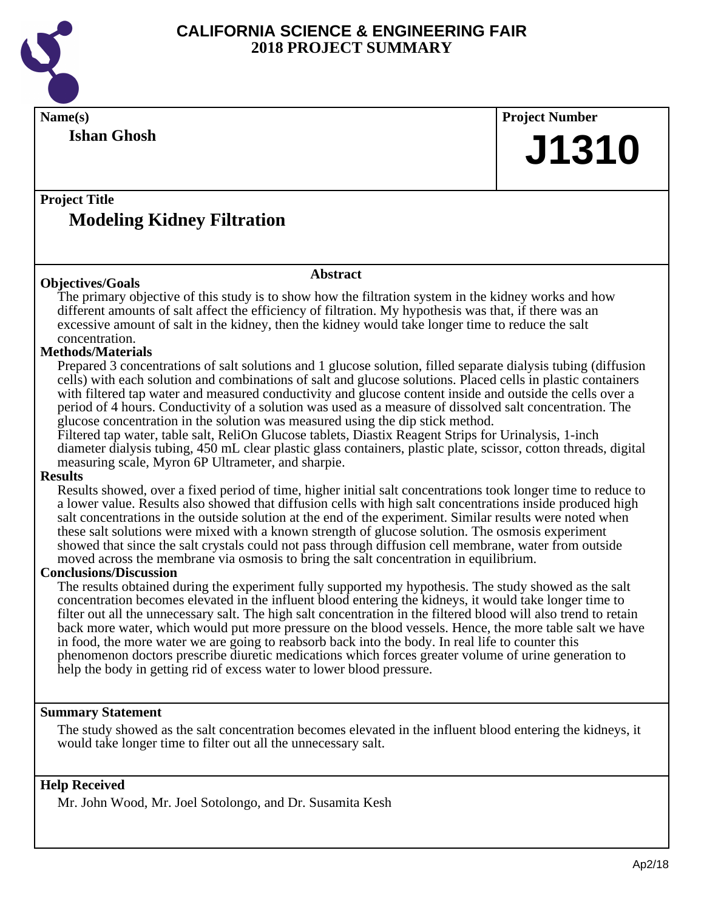# CALIFORNIA SCIENCE & ENGINEERING FAIR
## 2018 PROJECT SUMMARY

**Name(s)**

**Ishan Ghosh**

**Project Number**

**J1310**

**Project Title**

## Modeling Kidney Filtration

### Abstract

**Objectives/Goals**

The primary objective of this study is to show how the filtration system in the kidney works and how different amounts of salt affect the efficiency of filtration. My hypothesis was that, if there was an excessive amount of salt in the kidney, then the kidney would take longer time to reduce the salt concentration.

**Methods/Materials**

Prepared 3 concentrations of salt solutions and 1 glucose solution, filled separate dialysis tubing (diffusion cells) with each solution and combinations of salt and glucose solutions. Placed cells in plastic containers with filtered tap water and measured conductivity and glucose content inside and outside the cells over a period of 4 hours. Conductivity of a solution was used as a measure of dissolved salt concentration. The glucose concentration in the solution was measured using the dip stick method.

Filtered tap water, table salt, ReliOn Glucose tablets, Diastix Reagent Strips for Urinalysis, 1-inch diameter dialysis tubing, 450 mL clear plastic glass containers, plastic plate, scissor, cotton threads, digital measuring scale, Myron 6P Ultrameter, and sharpie.

**Results**

Results showed, over a fixed period of time, higher initial salt concentrations took longer time to reduce to a lower value. Results also showed that diffusion cells with high salt concentrations inside produced high salt concentrations in the outside solution at the end of the experiment. Similar results were noted when these salt solutions were mixed with a known strength of glucose solution. The osmosis experiment showed that since the salt crystals could not pass through diffusion cell membrane, water from outside moved across the membrane via osmosis to bring the salt concentration in equilibrium.

**Conclusions/Discussion**

The results obtained during the experiment fully supported my hypothesis. The study showed as the salt concentration becomes elevated in the influent blood entering the kidneys, it would take longer time to filter out all the unnecessary salt. The high salt concentration in the filtered blood will also trend to retain back more water, which would put more pressure on the blood vessels. Hence, the more table salt we have in food, the more water we are going to reabsorb back into the body. In real life to counter this phenomenon doctors prescribe diuretic medications which forces greater volume of urine generation to help the body in getting rid of excess water to lower blood pressure.

**Summary Statement**

The study showed as the salt concentration becomes elevated in the influent blood entering the kidneys, it would take longer time to filter out all the unnecessary salt.

**Help Received**

Mr. John Wood, Mr. Joel Sotolongo, and Dr. Susamita Kesh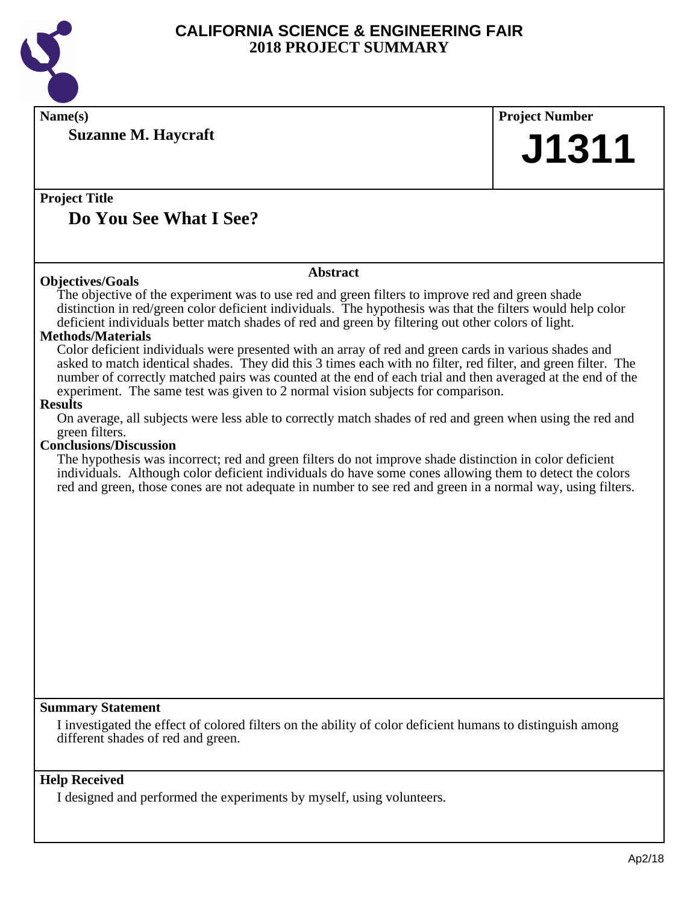# CALIFORNIA SCIENCE & ENGINEERING FAIR
## 2018 PROJECT SUMMARY

**Name(s)**

**Suzanne M. Haycraft**

**Project Number**

**J1311**

**Project Title**

## Do You See What I See?

### Abstract

**Objectives/Goals**

The objective of the experiment was to use red and green filters to improve red and green shade distinction in red/green color deficient individuals. The hypothesis was that the filters would help color deficient individuals better match shades of red and green by filtering out other colors of light.

**Methods/Materials**

Color deficient individuals were presented with an array of red and green cards in various shades and asked to match identical shades. They did this 3 times each with no filter, red filter, and green filter. The number of correctly matched pairs was counted at the end of each trial and then averaged at the end of the experiment. The same test was given to 2 normal vision subjects for comparison.

**Results**

On average, all subjects were less able to correctly match shades of red and green when using the red and green filters.

**Conclusions/Discussion**

The hypothesis was incorrect; red and green filters do not improve shade distinction in color deficient individuals. Although color deficient individuals do have some cones allowing them to detect the colors red and green, those cones are not adequate in number to see red and green in a normal way, using filters.

**Summary Statement**

I investigated the effect of colored filters on the ability of color deficient humans to distinguish among different shades of red and green.

**Help Received**

I designed and performed the experiments by myself, using volunteers.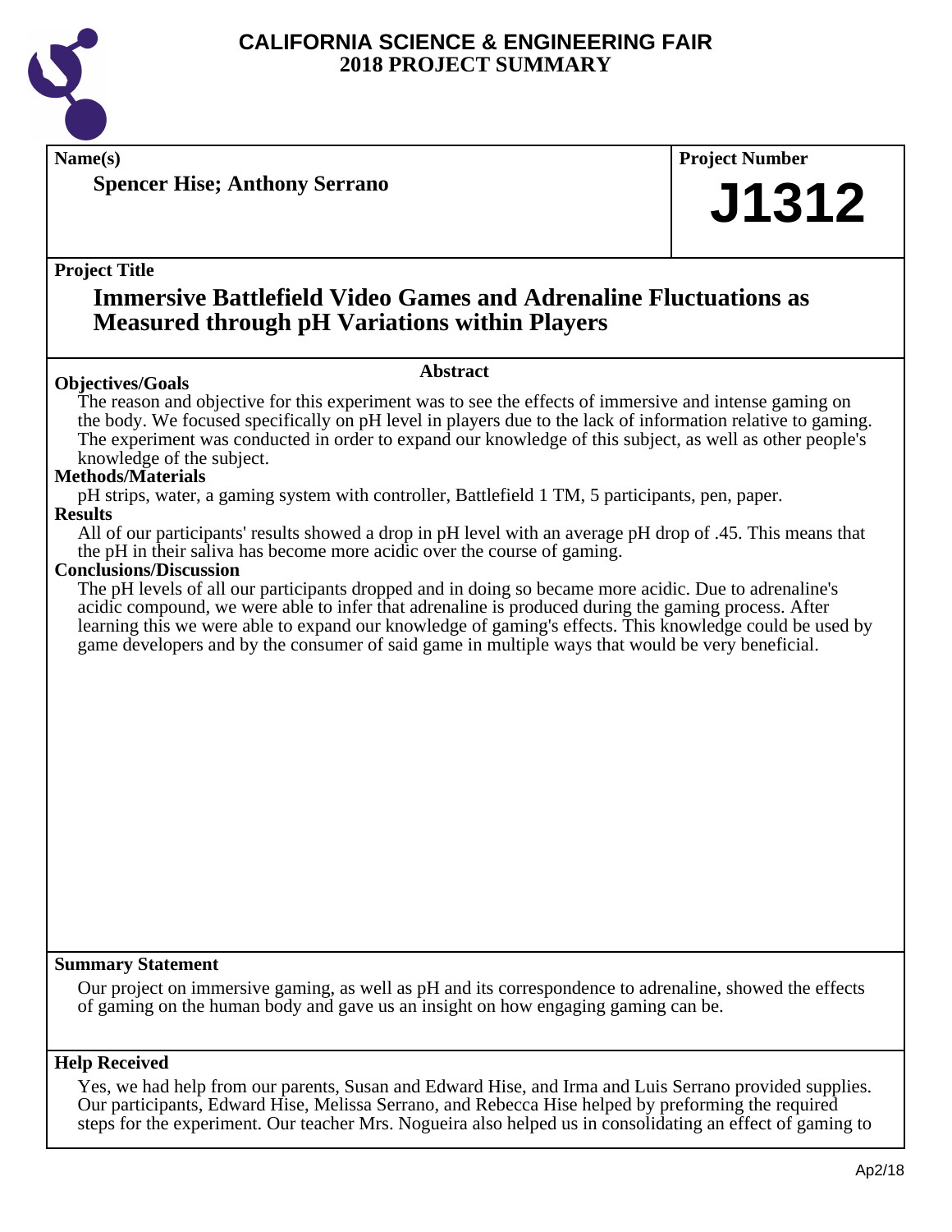# CALIFORNIA SCIENCE & ENGINEERING FAIR
# 2018 PROJECT SUMMARY

**Name(s)**

**Spencer Hise; Anthony Serrano**

**Project Number**

**J1312**

**Project Title**

## Immersive Battlefield Video Games and Adrenaline Fluctuations as Measured through pH Variations within Players

**Abstract**

**Objectives/Goals**

The reason and objective for this experiment was to see the effects of immersive and intense gaming on the body. We focused specifically on pH level in players due to the lack of information relative to gaming. The experiment was conducted in order to expand our knowledge of this subject, as well as other people's knowledge of the subject.

**Methods/Materials**

pH strips, water, a gaming system with controller, Battlefield 1 TM, 5 participants, pen, paper.

**Results**

All of our participants' results showed a drop in pH level with an average pH drop of .45. This means that the pH in their saliva has become more acidic over the course of gaming.

**Conclusions/Discussion**

The pH levels of all our participants dropped and in doing so became more acidic. Due to adrenaline's acidic compound, we were able to infer that adrenaline is produced during the gaming process. After learning this we were able to expand our knowledge of gaming's effects. This knowledge could be used by game developers and by the consumer of said game in multiple ways that would be very beneficial.

**Summary Statement**

Our project on immersive gaming, as well as pH and its correspondence to adrenaline, showed the effects of gaming on the human body and gave us an insight on how engaging gaming can be.

**Help Received**

Yes, we had help from our parents, Susan and Edward Hise, and Irma and Luis Serrano provided supplies. Our participants, Edward Hise, Melissa Serrano, and Rebecca Hise helped by preforming the required steps for the experiment. Our teacher Mrs. Nogueira also helped us in consolidating an effect of gaming to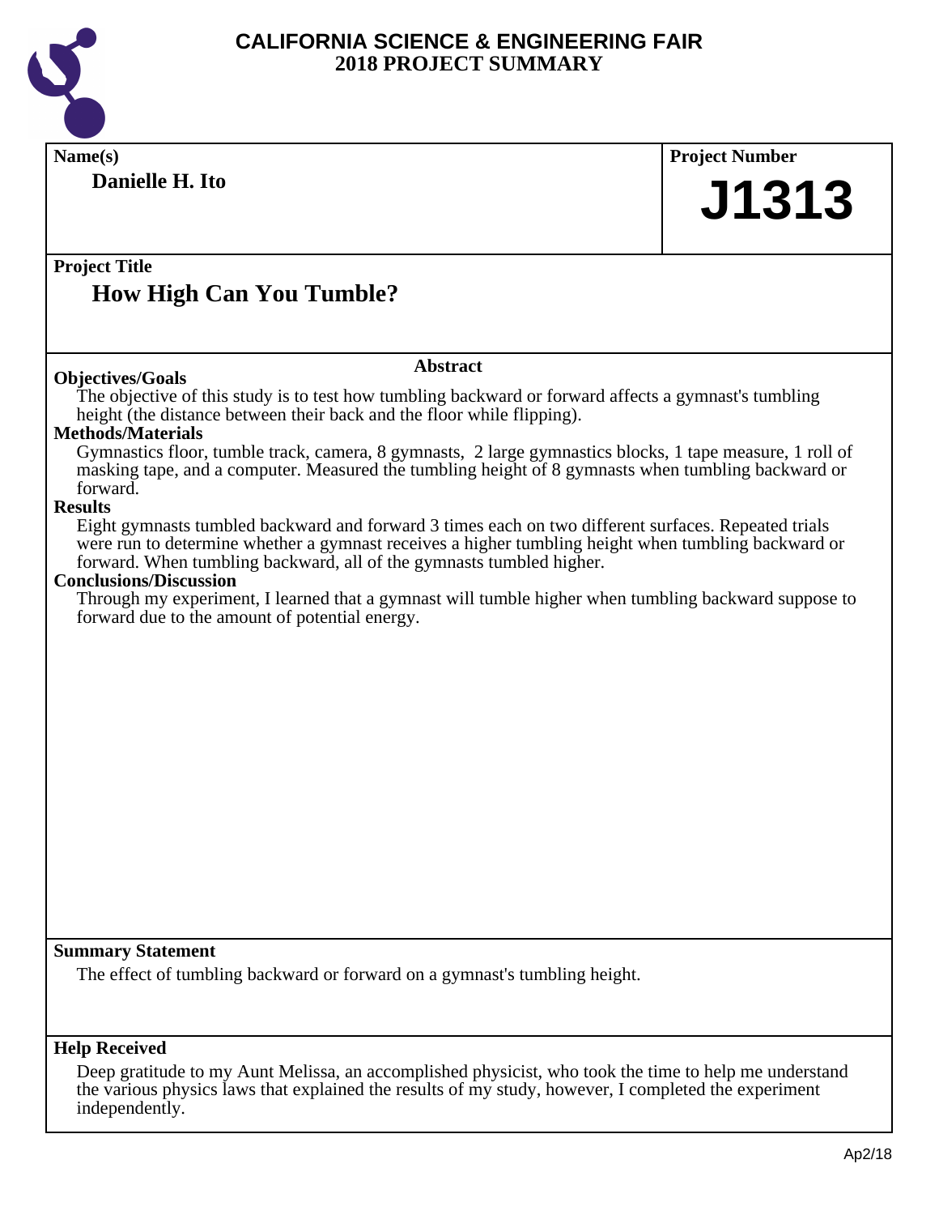# CALIFORNIA SCIENCE & ENGINEERING FAIR
## 2018 PROJECT SUMMARY

**Name(s)**

**Danielle H. Ito**

**Project Number**

**J1313**

**Project Title**

## How High Can You Tumble?

### Abstract

**Objectives/Goals**

The objective of this study is to test how tumbling backward or forward affects a gymnast's tumbling height (the distance between their back and the floor while flipping).

**Methods/Materials**

Gymnastics floor, tumble track, camera, 8 gymnasts, 2 large gymnastics blocks, 1 tape measure, 1 roll of masking tape, and a computer. Measured the tumbling height of 8 gymnasts when tumbling backward or forward.

**Results**

Eight gymnasts tumbled backward and forward 3 times each on two different surfaces. Repeated trials were run to determine whether a gymnast receives a higher tumbling height when tumbling backward or forward. When tumbling backward, all of the gymnasts tumbled higher.

**Conclusions/Discussion**

Through my experiment, I learned that a gymnast will tumble higher when tumbling backward suppose to forward due to the amount of potential energy.

**Summary Statement**

The effect of tumbling backward or forward on a gymnast's tumbling height.

**Help Received**

Deep gratitude to my Aunt Melissa, an accomplished physicist, who took the time to help me understand the various physics laws that explained the results of my study, however, I completed the experiment independently.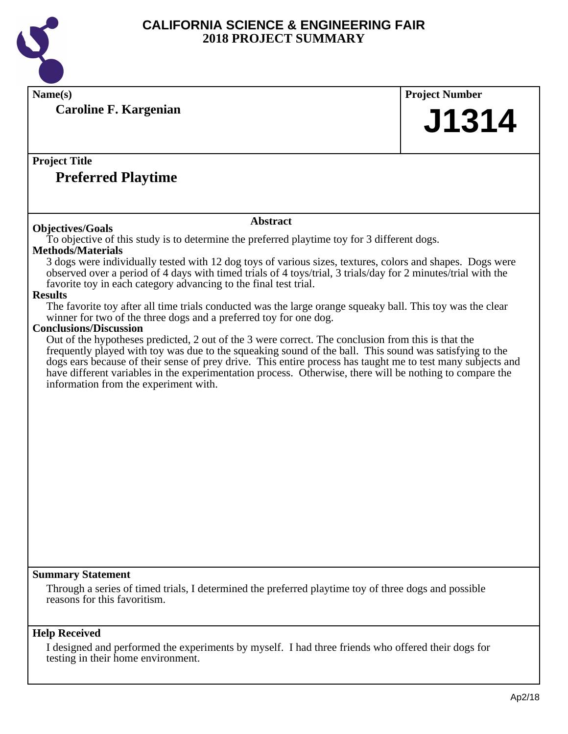# CALIFORNIA SCIENCE & ENGINEERING FAIR
## 2018 PROJECT SUMMARY

**Name(s)**

**Caroline F. Kargenian**

**Project Number**

**J1314**

**Project Title**

## Preferred Playtime

### Abstract

**Objectives/Goals**

To objective of this study is to determine the preferred playtime toy for 3 different dogs.

**Methods/Materials**

3 dogs were individually tested with 12 dog toys of various sizes, textures, colors and shapes. Dogs were observed over a period of 4 days with timed trials of 4 toys/trial, 3 trials/day for 2 minutes/trial with the favorite toy in each category advancing to the final test trial.

**Results**

The favorite toy after all time trials conducted was the large orange squeaky ball. This toy was the clear winner for two of the three dogs and a preferred toy for one dog.

**Conclusions/Discussion**

Out of the hypotheses predicted, 2 out of the 3 were correct. The conclusion from this is that the frequently played with toy was due to the squeaking sound of the ball. This sound was satisfying to the dogs ears because of their sense of prey drive. This entire process has taught me to test many subjects and have different variables in the experimentation process. Otherwise, there will be nothing to compare the information from the experiment with.

**Summary Statement**

Through a series of timed trials, I determined the preferred playtime toy of three dogs and possible reasons for this favoritism.

**Help Received**

I designed and performed the experiments by myself. I had three friends who offered their dogs for testing in their home environment.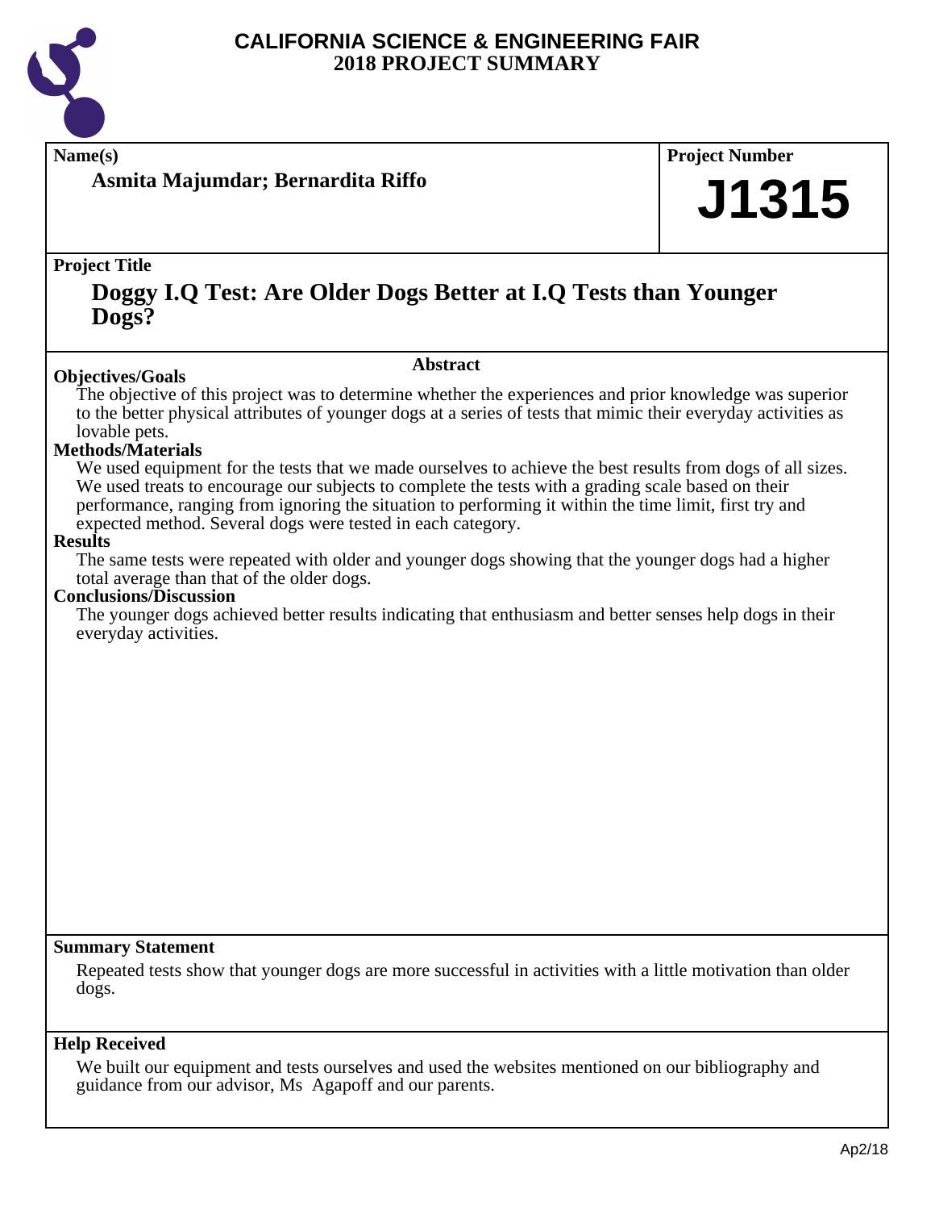# CALIFORNIA SCIENCE & ENGINEERING FAIR
## 2018 PROJECT SUMMARY

**Name(s)**

**Asmita Majumdar; Bernardita Riffo**

**Project Number**

**J1315**

**Project Title**

**Doggy I.Q Test: Are Older Dogs Better at I.Q Tests than Younger Dogs?**

**Abstract**

**Objectives/Goals**

The objective of this project was to determine whether the experiences and prior knowledge was superior to the better physical attributes of younger dogs at a series of tests that mimic their everyday activities as lovable pets.

**Methods/Materials**

We used equipment for the tests that we made ourselves to achieve the best results from dogs of all sizes. We used treats to encourage our subjects to complete the tests with a grading scale based on their performance, ranging from ignoring the situation to performing it within the time limit, first try and expected method. Several dogs were tested in each category.

**Results**

The same tests were repeated with older and younger dogs showing that the younger dogs had a higher total average than that of the older dogs.

**Conclusions/Discussion**

The younger dogs achieved better results indicating that enthusiasm and better senses help dogs in their everyday activities.

**Summary Statement**

Repeated tests show that younger dogs are more successful in activities with a little motivation than older dogs.

**Help Received**

We built our equipment and tests ourselves and used the websites mentioned on our bibliography and guidance from our advisor, Ms Agapoff and our parents.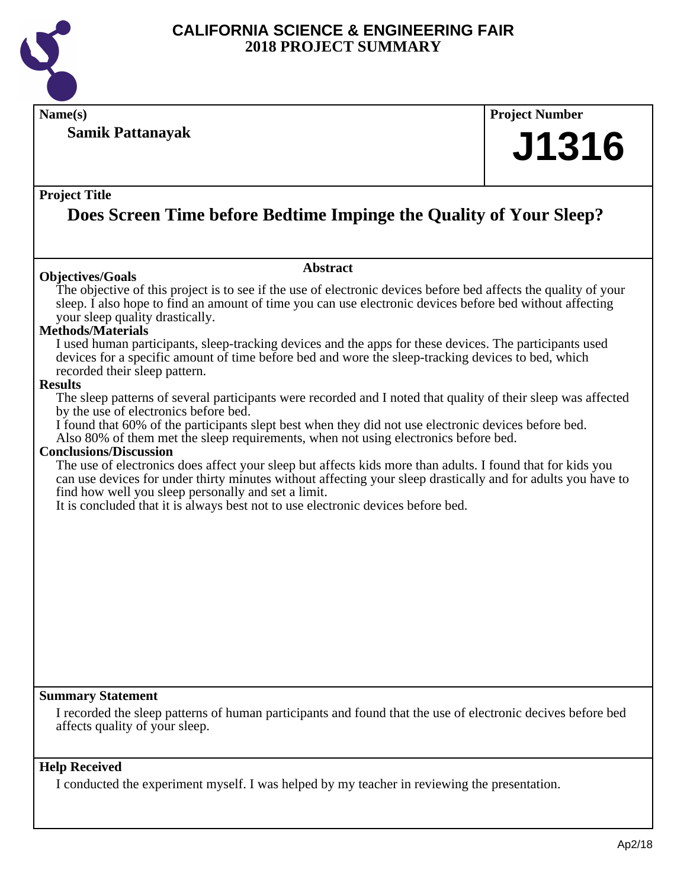# CALIFORNIA SCIENCE & ENGINEERING FAIR
## 2018 PROJECT SUMMARY

**Name(s)**

**Samik Pattanayak**

**Project Number**

# J1316

**Project Title**

## Does Screen Time before Bedtime Impinge the Quality of Your Sleep?

### Abstract

**Objectives/Goals**

The objective of this project is to see if the use of electronic devices before bed affects the quality of your sleep. I also hope to find an amount of time you can use electronic devices before bed without affecting your sleep quality drastically.

**Methods/Materials**

I used human participants, sleep-tracking devices and the apps for these devices. The participants used devices for a specific amount of time before bed and wore the sleep-tracking devices to bed, which recorded their sleep pattern.

**Results**

The sleep patterns of several participants were recorded and I noted that quality of their sleep was affected by the use of electronics before bed.
I found that 60% of the participants slept best when they did not use electronic devices before bed.
Also 80% of them met the sleep requirements, when not using electronics before bed.

**Conclusions/Discussion**

The use of electronics does affect your sleep but affects kids more than adults. I found that for kids you can use devices for under thirty minutes without affecting your sleep drastically and for adults you have to find how well you sleep personally and set a limit.
It is concluded that it is always best not to use electronic devices before bed.

**Summary Statement**

I recorded the sleep patterns of human participants and found that the use of electronic decives before bed affects quality of your sleep.

**Help Received**

I conducted the experiment myself. I was helped by my teacher in reviewing the presentation.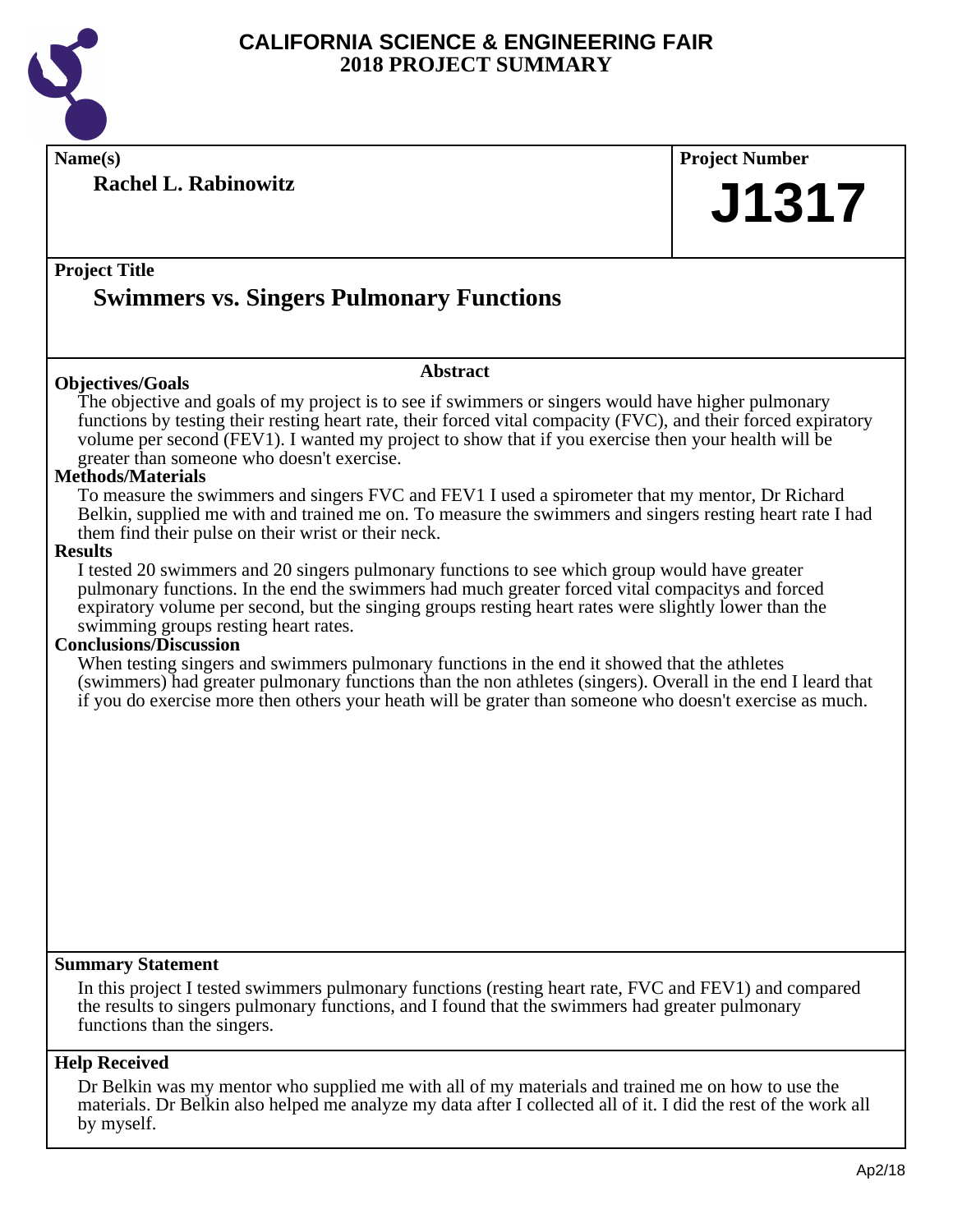# CALIFORNIA SCIENCE & ENGINEERING FAIR
## 2018 PROJECT SUMMARY

**Name(s)**

**Rachel L. Rabinowitz**

**Project Number**

**J1317**

**Project Title**

## Swimmers vs. Singers Pulmonary Functions

### Abstract

**Objectives/Goals**

The objective and goals of my project is to see if swimmers or singers would have higher pulmonary functions by testing their resting heart rate, their forced vital compacity (FVC), and their forced expiratory volume per second (FEV1). I wanted my project to show that if you exercise then your health will be greater than someone who doesn't exercise.

**Methods/Materials**

To measure the swimmers and singers FVC and FEV1 I used a spirometer that my mentor, Dr Richard Belkin, supplied me with and trained me on. To measure the swimmers and singers resting heart rate I had them find their pulse on their wrist or their neck.

**Results**

I tested 20 swimmers and 20 singers pulmonary functions to see which group would have greater pulmonary functions. In the end the swimmers had much greater forced vital compacitys and forced expiratory volume per second, but the singing groups resting heart rates were slightly lower than the swimming groups resting heart rates.

**Conclusions/Discussion**

When testing singers and swimmers pulmonary functions in the end it showed that the athletes (swimmers) had greater pulmonary functions than the non athletes (singers). Overall in the end I leard that if you do exercise more then others your heath will be grater than someone who doesn't exercise as much.

**Summary Statement**

In this project I tested swimmers pulmonary functions (resting heart rate, FVC and FEV1) and compared the results to singers pulmonary functions, and I found that the swimmers had greater pulmonary functions than the singers.

**Help Received**

Dr Belkin was my mentor who supplied me with all of my materials and trained me on how to use the materials. Dr Belkin also helped me analyze my data after I collected all of it. I did the rest of the work all by myself.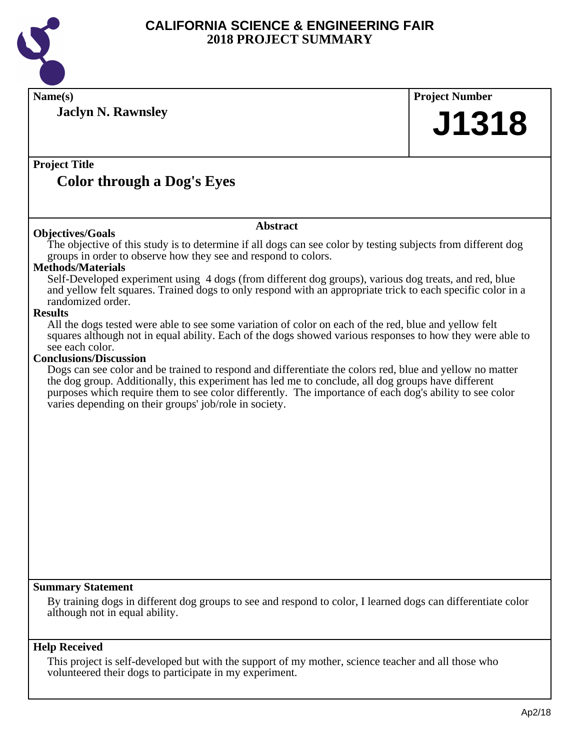# CALIFORNIA SCIENCE & ENGINEERING FAIR
## 2018 PROJECT SUMMARY

**Name(s)**

**Jaclyn N. Rawnsley**

**Project Number**

**J1318**

**Project Title**

## Color through a Dog's Eyes

### Abstract

**Objectives/Goals**

The objective of this study is to determine if all dogs can see color by testing subjects from different dog groups in order to observe how they see and respond to colors.

**Methods/Materials**

Self-Developed experiment using 4 dogs (from different dog groups), various dog treats, and red, blue and yellow felt squares. Trained dogs to only respond with an appropriate trick to each specific color in a randomized order.

**Results**

All the dogs tested were able to see some variation of color on each of the red, blue and yellow felt squares although not in equal ability. Each of the dogs showed various responses to how they were able to see each color.

**Conclusions/Discussion**

Dogs can see color and be trained to respond and differentiate the colors red, blue and yellow no matter the dog group. Additionally, this experiment has led me to conclude, all dog groups have different purposes which require them to see color differently. The importance of each dog's ability to see color varies depending on their groups' job/role in society.

**Summary Statement**

By training dogs in different dog groups to see and respond to color, I learned dogs can differentiate color although not in equal ability.

**Help Received**

This project is self-developed but with the support of my mother, science teacher and all those who volunteered their dogs to participate in my experiment.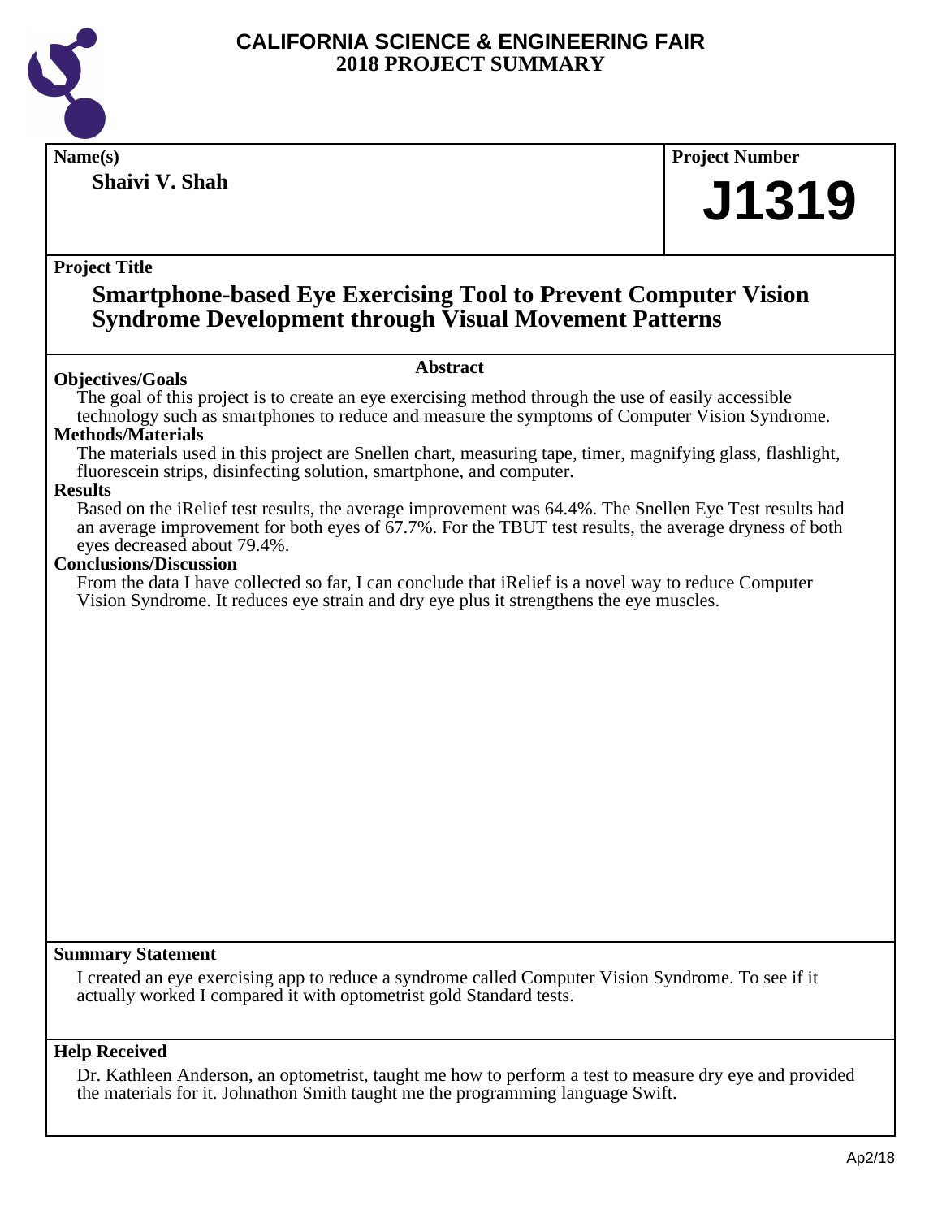# CALIFORNIA SCIENCE & ENGINEERING FAIR
## 2018 PROJECT SUMMARY

**Name(s)**

**Shaivi V. Shah**

**Project Number**

**J1319**

**Project Title**

## Smartphone-based Eye Exercising Tool to Prevent Computer Vision Syndrome Development through Visual Movement Patterns

### Abstract

**Objectives/Goals**

The goal of this project is to create an eye exercising method through the use of easily accessible technology such as smartphones to reduce and measure the symptoms of Computer Vision Syndrome.

**Methods/Materials**

The materials used in this project are Snellen chart, measuring tape, timer, magnifying glass, flashlight, fluorescein strips, disinfecting solution, smartphone, and computer.

**Results**

Based on the iRelief test results, the average improvement was 64.4%. The Snellen Eye Test results had an average improvement for both eyes of 67.7%. For the TBUT test results, the average dryness of both eyes decreased about 79.4%.

**Conclusions/Discussion**

From the data I have collected so far, I can conclude that iRelief is a novel way to reduce Computer Vision Syndrome. It reduces eye strain and dry eye plus it strengthens the eye muscles.

**Summary Statement**

I created an eye exercising app to reduce a syndrome called Computer Vision Syndrome. To see if it actually worked I compared it with optometrist gold Standard tests.

**Help Received**

Dr. Kathleen Anderson, an optometrist, taught me how to perform a test to measure dry eye and provided the materials for it. Johnathon Smith taught me the programming language Swift.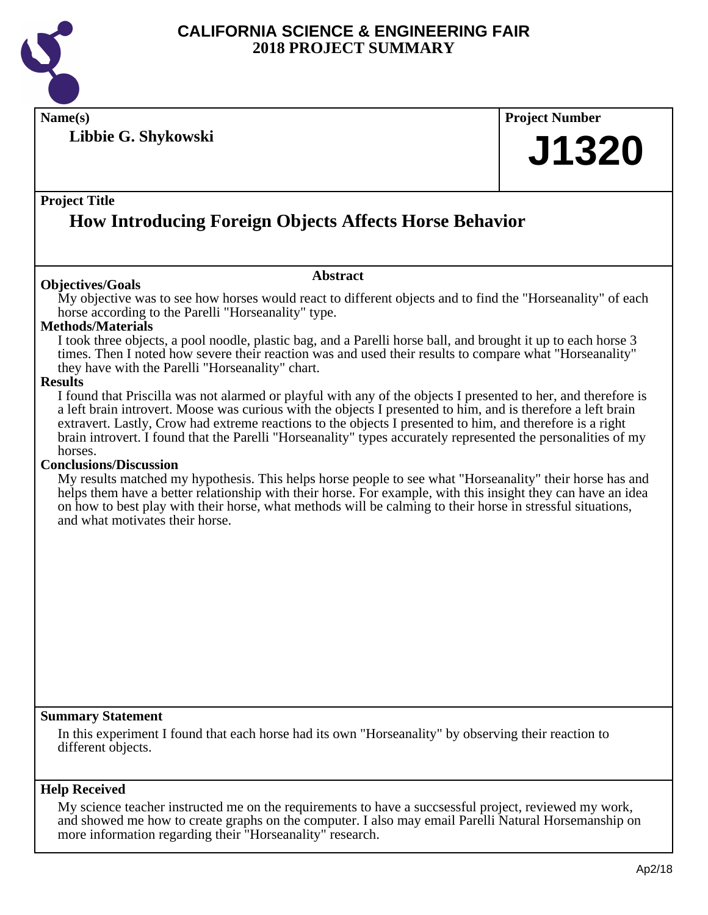# CALIFORNIA SCIENCE & ENGINEERING FAIR
## 2018 PROJECT SUMMARY

**Name(s)**

**Libbie G. Shykowski**

**Project Number**

**J1320**

**Project Title**

## How Introducing Foreign Objects Affects Horse Behavior

### Abstract

**Objectives/Goals**

My objective was to see how horses would react to different objects and to find the "Horseanality" of each horse according to the Parelli "Horseanality" type.

**Methods/Materials**

I took three objects, a pool noodle, plastic bag, and a Parelli horse ball, and brought it up to each horse 3 times. Then I noted how severe their reaction was and used their results to compare what "Horseanality" they have with the Parelli "Horseanality" chart.

**Results**

I found that Priscilla was not alarmed or playful with any of the objects I presented to her, and therefore is a left brain introvert. Moose was curious with the objects I presented to him, and is therefore a left brain extravert. Lastly, Crow had extreme reactions to the objects I presented to him, and therefore is a right brain introvert. I found that the Parelli "Horseanality" types accurately represented the personalities of my horses.

**Conclusions/Discussion**

My results matched my hypothesis. This helps horse people to see what "Horseanality" their horse has and helps them have a better relationship with their horse. For example, with this insight they can have an idea on how to best play with their horse, what methods will be calming to their horse in stressful situations, and what motivates their horse.

**Summary Statement**

In this experiment I found that each horse had its own "Horseanality" by observing their reaction to different objects.

**Help Received**

My science teacher instructed me on the requirements to have a succsessful project, reviewed my work, and showed me how to create graphs on the computer. I also may email Parelli Natural Horsemanship on more information regarding their "Horseanality" research.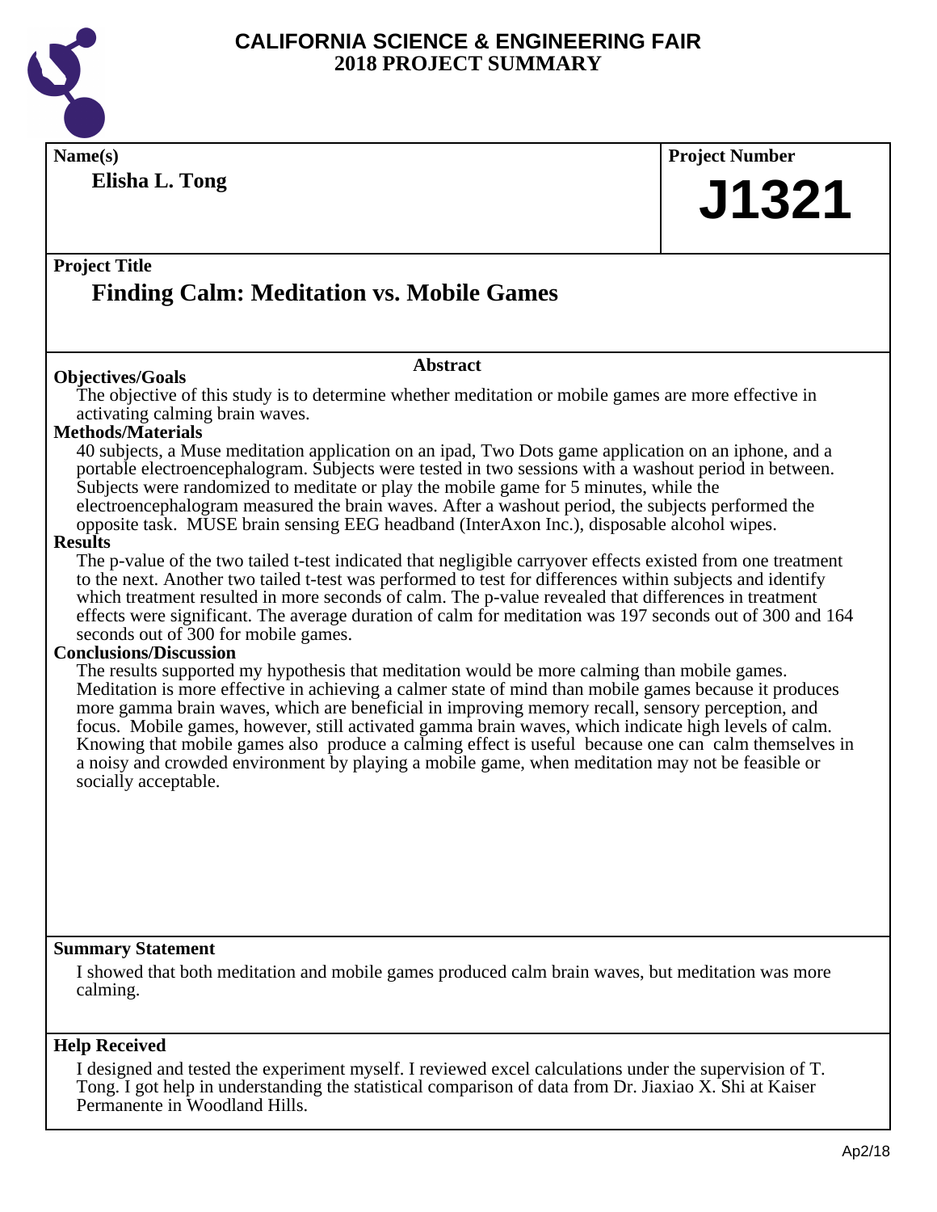# CALIFORNIA SCIENCE & ENGINEERING FAIR
## 2018 PROJECT SUMMARY

**Name(s)**

**Elisha L. Tong**

**Project Number**

# J1321

**Project Title**

## Finding Calm: Meditation vs. Mobile Games

### Abstract

**Objectives/Goals**

The objective of this study is to determine whether meditation or mobile games are more effective in activating calming brain waves.

**Methods/Materials**

40 subjects, a Muse meditation application on an ipad, Two Dots game application on an iphone, and a portable electroencephalogram. Subjects were tested in two sessions with a washout period in between. Subjects were randomized to meditate or play the mobile game for 5 minutes, while the electroencephalogram measured the brain waves. After a washout period, the subjects performed the opposite task. MUSE brain sensing EEG headband (InterAxon Inc.), disposable alcohol wipes.

**Results**

The p-value of the two tailed t-test indicated that negligible carryover effects existed from one treatment to the next. Another two tailed t-test was performed to test for differences within subjects and identify which treatment resulted in more seconds of calm. The p-value revealed that differences in treatment effects were significant. The average duration of calm for meditation was 197 seconds out of 300 and 164 seconds out of 300 for mobile games.

**Conclusions/Discussion**

The results supported my hypothesis that meditation would be more calming than mobile games. Meditation is more effective in achieving a calmer state of mind than mobile games because it produces more gamma brain waves, which are beneficial in improving memory recall, sensory perception, and focus. Mobile games, however, still activated gamma brain waves, which indicate high levels of calm. Knowing that mobile games also produce a calming effect is useful because one can calm themselves in a noisy and crowded environment by playing a mobile game, when meditation may not be feasible or socially acceptable.

**Summary Statement**

I showed that both meditation and mobile games produced calm brain waves, but meditation was more calming.

**Help Received**

I designed and tested the experiment myself. I reviewed excel calculations under the supervision of T. Tong. I got help in understanding the statistical comparison of data from Dr. Jiaxiao X. Shi at Kaiser Permanente in Woodland Hills.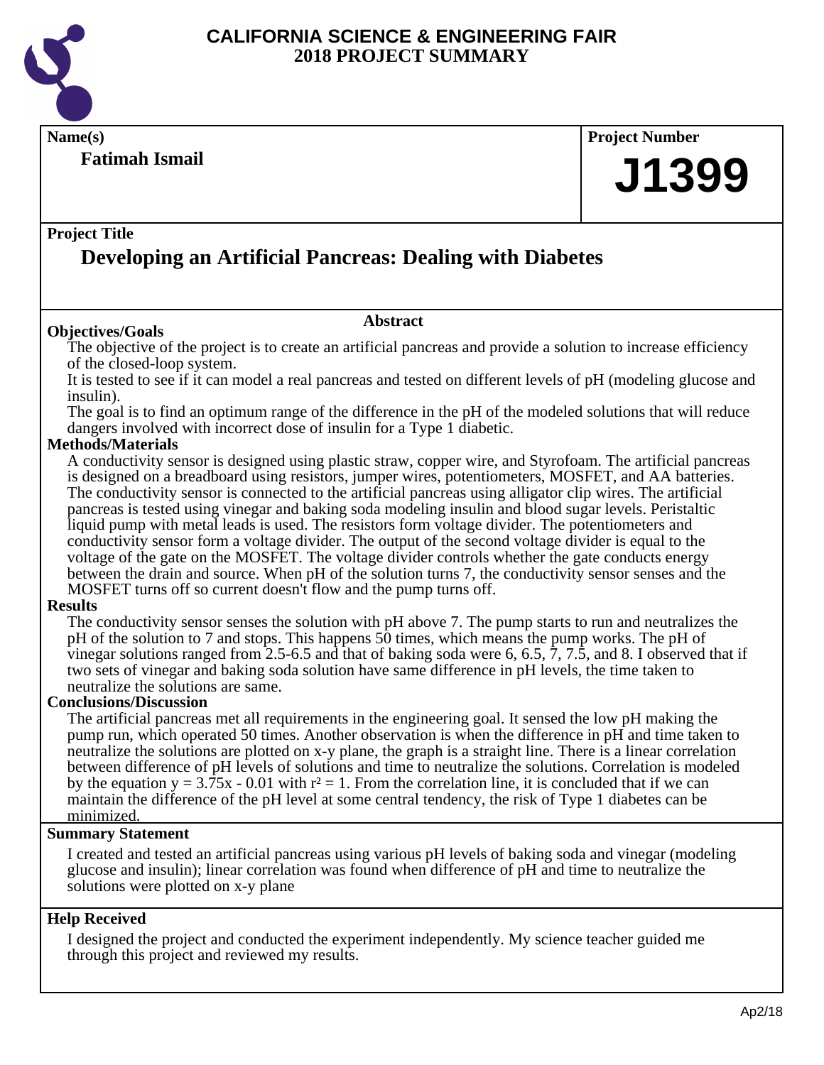# CALIFORNIA SCIENCE & ENGINEERING FAIR
# 2018 PROJECT SUMMARY

**Name(s)**

**Fatimah Ismail**

**Project Number**

**J1399**

**Project Title**

## Developing an Artificial Pancreas: Dealing with Diabetes

### Abstract

**Objectives/Goals**

The objective of the project is to create an artificial pancreas and provide a solution to increase efficiency of the closed-loop system.
It is tested to see if it can model a real pancreas and tested on different levels of pH (modeling glucose and insulin).
The goal is to find an optimum range of the difference in the pH of the modeled solutions that will reduce dangers involved with incorrect dose of insulin for a Type 1 diabetic.

**Methods/Materials**

A conductivity sensor is designed using plastic straw, copper wire, and Styrofoam. The artificial pancreas is designed on a breadboard using resistors, jumper wires, potentiometers, MOSFET, and AA batteries. The conductivity sensor is connected to the artificial pancreas using alligator clip wires. The artificial pancreas is tested using vinegar and baking soda modeling insulin and blood sugar levels. Peristaltic liquid pump with metal leads is used. The resistors form voltage divider. The potentiometers and conductivity sensor form a voltage divider. The output of the second voltage divider is equal to the voltage of the gate on the MOSFET. The voltage divider controls whether the gate conducts energy between the drain and source. When pH of the solution turns 7, the conductivity sensor senses and the MOSFET turns off so current doesn't flow and the pump turns off.

**Results**

The conductivity sensor senses the solution with pH above 7. The pump starts to run and neutralizes the pH of the solution to 7 and stops. This happens 50 times, which means the pump works. The pH of vinegar solutions ranged from 2.5-6.5 and that of baking soda were 6, 6.5, 7, 7.5, and 8. I observed that if two sets of vinegar and baking soda solution have same difference in pH levels, the time taken to neutralize the solutions are same.

**Conclusions/Discussion**

The artificial pancreas met all requirements in the engineering goal. It sensed the low pH making the pump run, which operated 50 times. Another observation is when the difference in pH and time taken to neutralize the solutions are plotted on x-y plane, the graph is a straight line. There is a linear correlation between difference of pH levels of solutions and time to neutralize the solutions. Correlation is modeled by the equation $y = 3.75x - 0.01$ with $r^2 = 1$. From the correlation line, it is concluded that if we can maintain the difference of the pH level at some central tendency, the risk of Type 1 diabetes can be minimized.

**Summary Statement**

I created and tested an artificial pancreas using various pH levels of baking soda and vinegar (modeling glucose and insulin); linear correlation was found when difference of pH and time to neutralize the solutions were plotted on x-y plane

**Help Received**

I designed the project and conducted the experiment independently. My science teacher guided me through this project and reviewed my results.